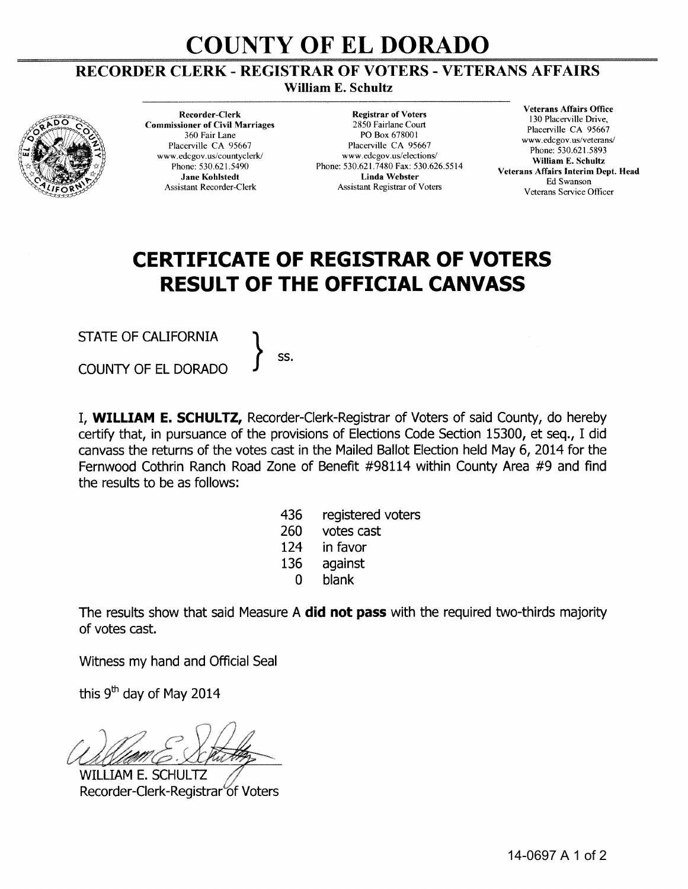# COUNTY OF EL DORADO

## RECORDER CLERK - REGISTRAR OF VOTERS - VETERANS AFFAIRS

**William E. Schultz**

**Recorder-Clerk**
**Commissioner of Civil Marriages**
360 Fair Lane
Placerville CA 95667
www.edcgov.us/countyclerk/
Phone: 530.621.5490
**Jane Kohlstedt**
Assistant Recorder-Clerk

**Registrar of Voters**
2850 Fairlane Court
PO Box 678001
Placerville CA 95667
www.edcgov.us/elections/
Phone: 530.621.7480 Fax: 530.626.5514
**Linda Webster**
Assistant Registrar of Voters

**Veterans Affairs Office**
130 Placerville Drive,
Placerville CA 95667
www.edcgov.us/veterans/
Phone: 530.621.5893
**William E. Schultz**
**Veterans Affairs Interim Dept. Head**
Ed Swanson
Veterans Service Officer

# CERTIFICATE OF REGISTRAR OF VOTERS
# RESULT OF THE OFFICIAL CANVASS

STATE OF CALIFORNIA }
COUNTY OF EL DORADO } ss.

I, **WILLIAM E. SCHULTZ,** Recorder-Clerk-Registrar of Voters of said County, do hereby certify that, in pursuance of the provisions of Elections Code Section 15300, et seq., I did canvass the returns of the votes cast in the Mailed Ballot Election held May 6, 2014 for the Fernwood Cothrin Ranch Road Zone of Benefit #98114 within County Area #9 and find the results to be as follows:

436 registered voters
260 votes cast
124 in favor
136 against
0 blank

The results show that said Measure A **did not pass** with the required two-thirds majority of votes cast.

Witness my hand and Official Seal

this 9th day of May 2014

WILLIAM E. SCHULTZ
Recorder-Clerk-Registrar of Voters

14-0697 A 1 of 2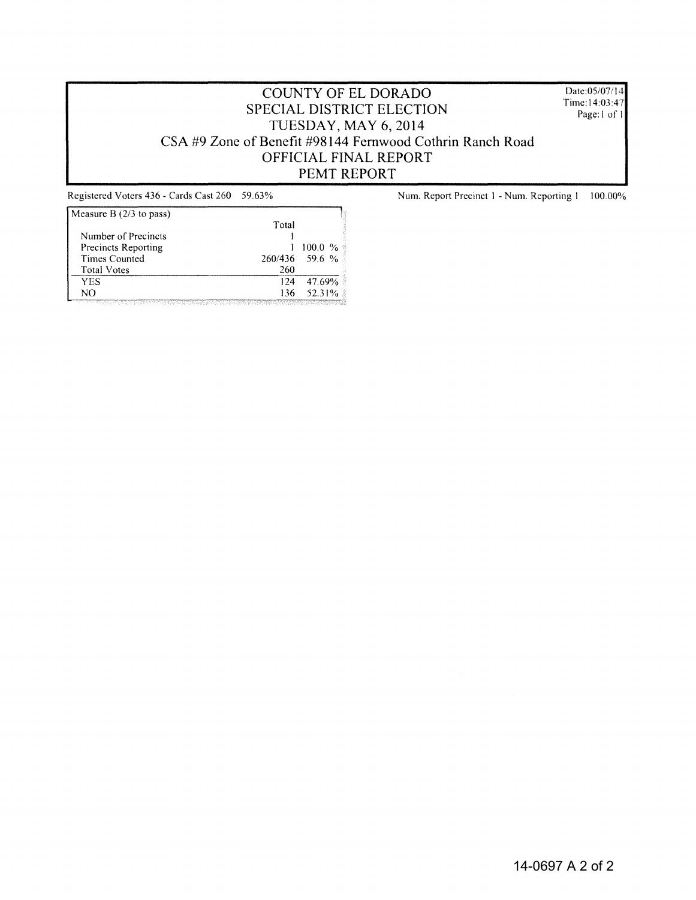# COUNTY OF EL DORADO
## SPECIAL DISTRICT ELECTION
## TUESDAY, MAY 6, 2014
## CSA #9 Zone of Benefit #98144 Fernwood Cothrin Ranch Road
## OFFICIAL FINAL REPORT
## PEMT REPORT

Date:05/07/14
Time:14:03:47
Page:1 of 1

Registered Voters 436 - Cards Cast 260 59.63%

Num. Report Precinct 1 - Num. Reporting 1 100.00%

| Measure B (2/3 to pass) | Total | |
|---|---|---|
| Number of Precincts | 1 | |
| Precincts Reporting | 1 | 100.0 % |
| Times Counted | 260/436 | 59.6 % |
| Total Votes | 260 | |
| YES | 124 | 47.69% |
| NO | 136 | 52.31% |

14-0697 A 2 of 2